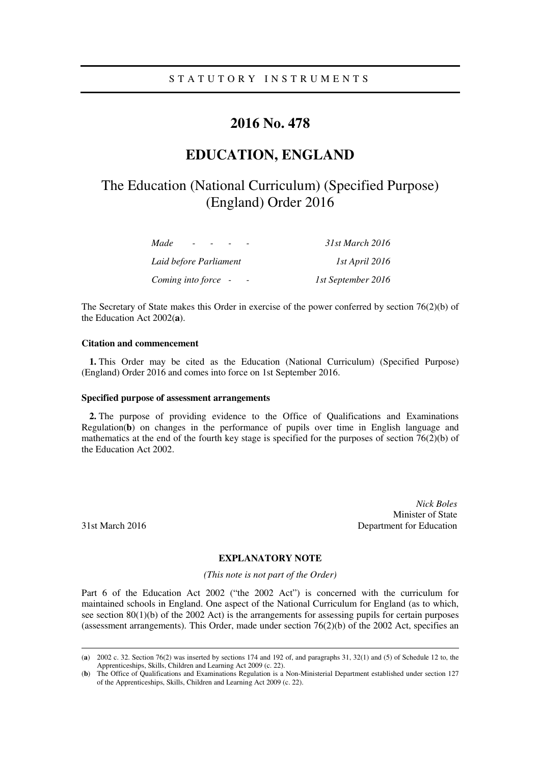STATUTORY INSTRUMENTS

# 2016 No. 478

## EDUCATION, ENGLAND

### The Education (National Curriculum) (Specified Purpose) (England) Order 2016

| | |
|---|---|
| *Made - - - -* | *31st March 2016* |
| *Laid before Parliament* | *1st April 2016* |
| *Coming into force - -* | *1st September 2016* |

The Secretary of State makes this Order in exercise of the power conferred by section 76(2)(b) of the Education Act 2002(**a**).

**Citation and commencement**

**1.** This Order may be cited as the Education (National Curriculum) (Specified Purpose) (England) Order 2016 and comes into force on 1st September 2016.

**Specified purpose of assessment arrangements**

**2.** The purpose of providing evidence to the Office of Qualifications and Examinations Regulation(**b**) on changes in the performance of pupils over time in English language and mathematics at the end of the fourth key stage is specified for the purposes of section 76(2)(b) of the Education Act 2002.

*Nick Boles*
Minister of State
Department for Education

31st March 2016

**EXPLANATORY NOTE**

*(This note is not part of the Order)*

Part 6 of the Education Act 2002 ("the 2002 Act") is concerned with the curriculum for maintained schools in England. One aspect of the National Curriculum for England (as to which, see section 80(1)(b) of the 2002 Act) is the arrangements for assessing pupils for certain purposes (assessment arrangements). This Order, made under section 76(2)(b) of the 2002 Act, specifies an

---

(**a**) 2002 c. 32. Section 76(2) was inserted by sections 174 and 192 of, and paragraphs 31, 32(1) and (5) of Schedule 12 to, the Apprenticeships, Skills, Children and Learning Act 2009 (c. 22).

(**b**) The Office of Qualifications and Examinations Regulation is a Non-Ministerial Department established under section 127 of the Apprenticeships, Skills, Children and Learning Act 2009 (c. 22).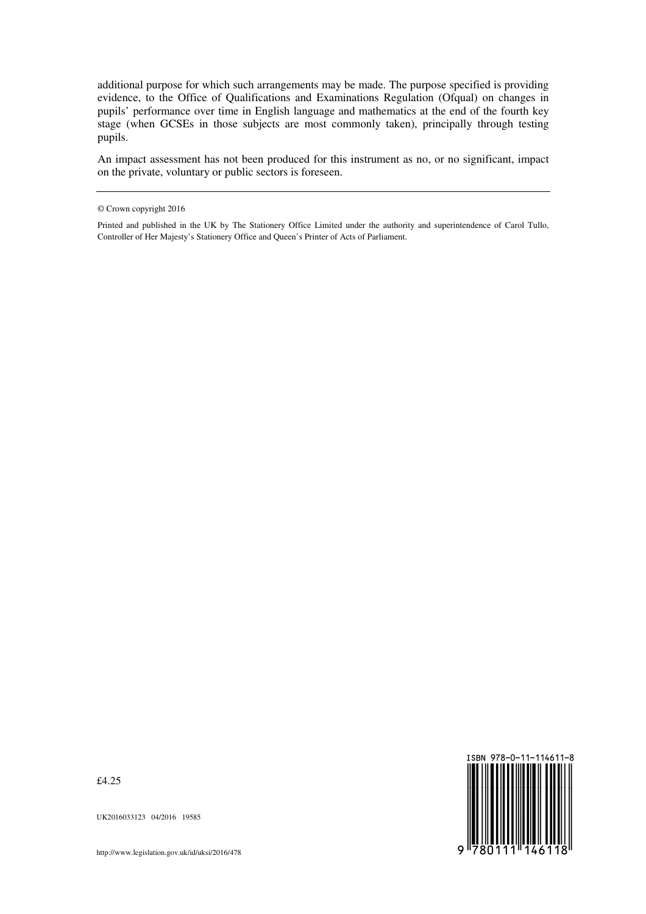additional purpose for which such arrangements may be made. The purpose specified is providing evidence, to the Office of Qualifications and Examinations Regulation (Ofqual) on changes in pupils' performance over time in English language and mathematics at the end of the fourth key stage (when GCSEs in those subjects are most commonly taken), principally through testing pupils.

An impact assessment has not been produced for this instrument as no, or no significant, impact on the private, voluntary or public sectors is foreseen.

---

© Crown copyright 2016

Printed and published in the UK by The Stationery Office Limited under the authority and superintendence of Carol Tullo, Controller of Her Majesty's Stationery Office and Queen's Printer of Acts of Parliament.

£4.25

ISBN 978-0-11-114611-8

UK2016033123 04/2016 19585

http://www.legislation.gov.uk/id/uksi/2016/478